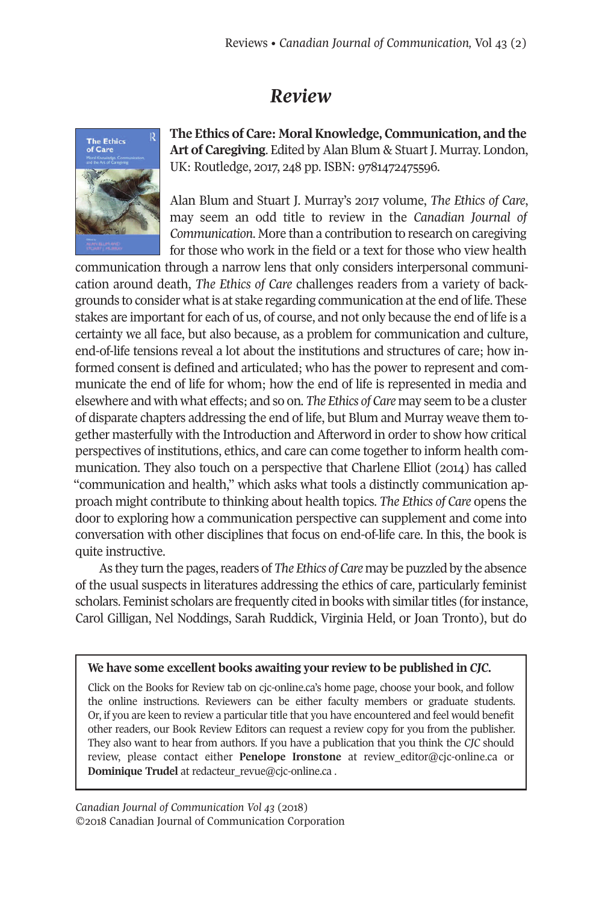# *Review*

**The Ethics of Care: Moral Knowledge, Communication, and the Art of Caregiving**. Edited by Alan Blum & Stuart J. Murray. London, UK: Routledge, 2017, 248 pp. ISBN: 9781472475596.

Alan Blum and Stuart J. Murray's 2017 volume, *The Ethics of Care*, may seem an odd title to review in the *Canadian Journal of Communication*. More than a contribution to research on caregiving for those who work in the field or a text for those who view health communication through a narrow lens that only considers interpersonal communication around death, *The Ethics of Care* challenges readers from a variety of backgrounds to consider what is at stake regarding communication at the end of life. These stakes are important for each of us, of course, and not only because the end of life is a certainty we all face, but also because, as a problem for communication and culture, end-of-life tensions reveal a lot about the institutions and structures of care; how informed consent is defined and articulated; who has the power to represent and communicate the end of life for whom; how the end of life is represented in media and elsewhere and with what effects; and so on. *The Ethics of Care* may seem to be a cluster of disparate chapters addressing the end of life, but Blum and Murray weave them together masterfully with the Introduction and Afterword in order to show how critical perspectives of institutions, ethics, and care can come together to inform health communication. They also touch on a perspective that Charlene Elliot (2014) has called "communication and health," which asks what tools a distinctly communication approach might contribute to thinking about health topics. *The Ethics of Care* opens the door to exploring how a communication perspective can supplement and come into conversation with other disciplines that focus on end-of-life care. In this, the book is quite instructive.

As they turn the pages, readers of *The Ethics of Care* may be puzzled by the absence of the usual suspects in literatures addressing the ethics of care, particularly feminist scholars. Feminist scholars are frequently cited in books with similar titles (for instance, Carol Gilligan, Nel Noddings, Sarah Ruddick, Virginia Held, or Joan Tronto), but do

---

**We have some excellent books awaiting your review to be published in *CJC*.**

Click on the Books for Review tab on cjc-online.ca's home page, choose your book, and follow the online instructions. Reviewers can be either faculty members or graduate students. Or, if you are keen to review a particular title that you have encountered and feel would benefit other readers, our Book Review Editors can request a review copy for you from the publisher. They also want to hear from authors. If you have a publication that you think the *CJC* should review, please contact either **Penelope Ironstone** at review_editor@cjc-online.ca or **Dominique Trudel** at redacteur_revue@cjc-online.ca .

---

*Canadian Journal of Communication Vol 43* (2018)
©2018 Canadian Journal of Communication Corporation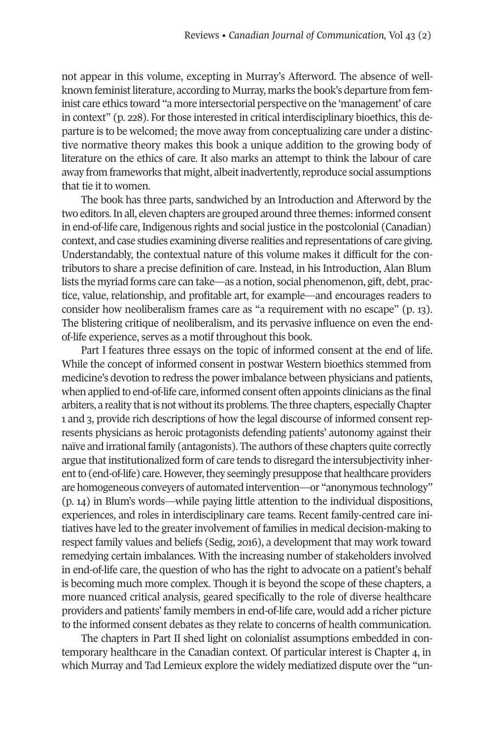not appear in this volume, excepting in Murray's Afterword. The absence of well-known feminist literature, according to Murray, marks the book's departure from feminist care ethics toward "a more intersectorial perspective on the 'management' of care in context" (p. 228). For those interested in critical interdisciplinary bioethics, this departure is to be welcomed; the move away from conceptualizing care under a distinctive normative theory makes this book a unique addition to the growing body of literature on the ethics of care. It also marks an attempt to think the labour of care away from frameworks that might, albeit inadvertently, reproduce social assumptions that tie it to women.

The book has three parts, sandwiched by an Introduction and Afterword by the two editors. In all, eleven chapters are grouped around three themes: informed consent in end-of-life care, Indigenous rights and social justice in the postcolonial (Canadian) context, and case studies examining diverse realities and representations of care giving. Understandably, the contextual nature of this volume makes it difficult for the contributors to share a precise definition of care. Instead, in his Introduction, Alan Blum lists the myriad forms care can take—as a notion, social phenomenon, gift, debt, practice, value, relationship, and profitable art, for example—and encourages readers to consider how neoliberalism frames care as "a requirement with no escape" (p. 13). The blistering critique of neoliberalism, and its pervasive influence on even the end-of-life experience, serves as a motif throughout this book.

Part I features three essays on the topic of informed consent at the end of life. While the concept of informed consent in postwar Western bioethics stemmed from medicine's devotion to redress the power imbalance between physicians and patients, when applied to end-of-life care, informed consent often appoints clinicians as the final arbiters, a reality that is not without its problems. The three chapters, especially Chapter 1 and 3, provide rich descriptions of how the legal discourse of informed consent represents physicians as heroic protagonists defending patients' autonomy against their naïve and irrational family (antagonists). The authors of these chapters quite correctly argue that institutionalized form of care tends to disregard the intersubjectivity inherent to (end-of-life) care. However, they seemingly presuppose that healthcare providers are homogeneous conveyers of automated intervention—or "anonymous technology" (p. 14) in Blum's words—while paying little attention to the individual dispositions, experiences, and roles in interdisciplinary care teams. Recent family-centred care initiatives have led to the greater involvement of families in medical decision-making to respect family values and beliefs (Sedig, 2016), a development that may work toward remedying certain imbalances. With the increasing number of stakeholders involved in end-of-life care, the question of who has the right to advocate on a patient's behalf is becoming much more complex. Though it is beyond the scope of these chapters, a more nuanced critical analysis, geared specifically to the role of diverse healthcare providers and patients' family members in end-of-life care, would add a richer picture to the informed consent debates as they relate to concerns of health communication.

The chapters in Part II shed light on colonialist assumptions embedded in contemporary healthcare in the Canadian context. Of particular interest is Chapter 4, in which Murray and Tad Lemieux explore the widely mediatized dispute over the "un-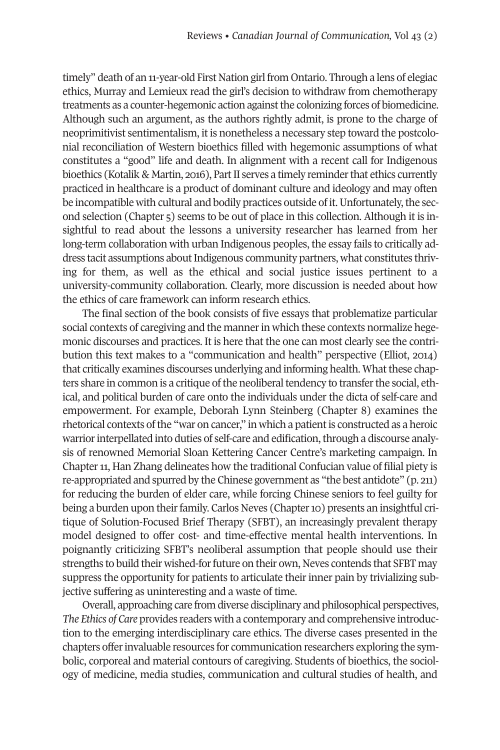timely" death of an 11-year-old First Nation girl from Ontario. Through a lens of elegiac ethics, Murray and Lemieux read the girl's decision to withdraw from chemotherapy treatments as a counter-hegemonic action against the colonizing forces of biomedicine. Although such an argument, as the authors rightly admit, is prone to the charge of neoprimitivist sentimentalism, it is nonetheless a necessary step toward the postcolonial reconciliation of Western bioethics filled with hegemonic assumptions of what constitutes a "good" life and death. In alignment with a recent call for Indigenous bioethics (Kotalik & Martin, 2016), Part II serves a timely reminder that ethics currently practiced in healthcare is a product of dominant culture and ideology and may often be incompatible with cultural and bodily practices outside of it. Unfortunately, the second selection (Chapter 5) seems to be out of place in this collection. Although it is insightful to read about the lessons a university researcher has learned from her long-term collaboration with urban Indigenous peoples, the essay fails to critically address tacit assumptions about Indigenous community partners, what constitutes thriving for them, as well as the ethical and social justice issues pertinent to a university-community collaboration. Clearly, more discussion is needed about how the ethics of care framework can inform research ethics.

The final section of the book consists of five essays that problematize particular social contexts of caregiving and the manner in which these contexts normalize hegemonic discourses and practices. It is here that the one can most clearly see the contribution this text makes to a "communication and health" perspective (Elliot, 2014) that critically examines discourses underlying and informing health. What these chapters share in common is a critique of the neoliberal tendency to transfer the social, ethical, and political burden of care onto the individuals under the dicta of self-care and empowerment. For example, Deborah Lynn Steinberg (Chapter 8) examines the rhetorical contexts of the "war on cancer," in which a patient is constructed as a heroic warrior interpellated into duties of self-care and edification, through a discourse analysis of renowned Memorial Sloan Kettering Cancer Centre's marketing campaign. In Chapter 11, Han Zhang delineates how the traditional Confucian value of filial piety is re-appropriated and spurred by the Chinese government as "the best antidote" (p. 211) for reducing the burden of elder care, while forcing Chinese seniors to feel guilty for being a burden upon their family. Carlos Neves (Chapter 10) presents an insightful critique of Solution-Focused Brief Therapy (SFBT), an increasingly prevalent therapy model designed to offer cost- and time-effective mental health interventions. In poignantly criticizing SFBT's neoliberal assumption that people should use their strengths to build their wished-for future on their own, Neves contends that SFBT may suppress the opportunity for patients to articulate their inner pain by trivializing subjective suffering as uninteresting and a waste of time.

Overall, approaching care from diverse disciplinary and philosophical perspectives, *The Ethics of Care* provides readers with a contemporary and comprehensive introduction to the emerging interdisciplinary care ethics. The diverse cases presented in the chapters offer invaluable resources for communication researchers exploring the symbolic, corporeal and material contours of caregiving. Students of bioethics, the sociology of medicine, media studies, communication and cultural studies of health, and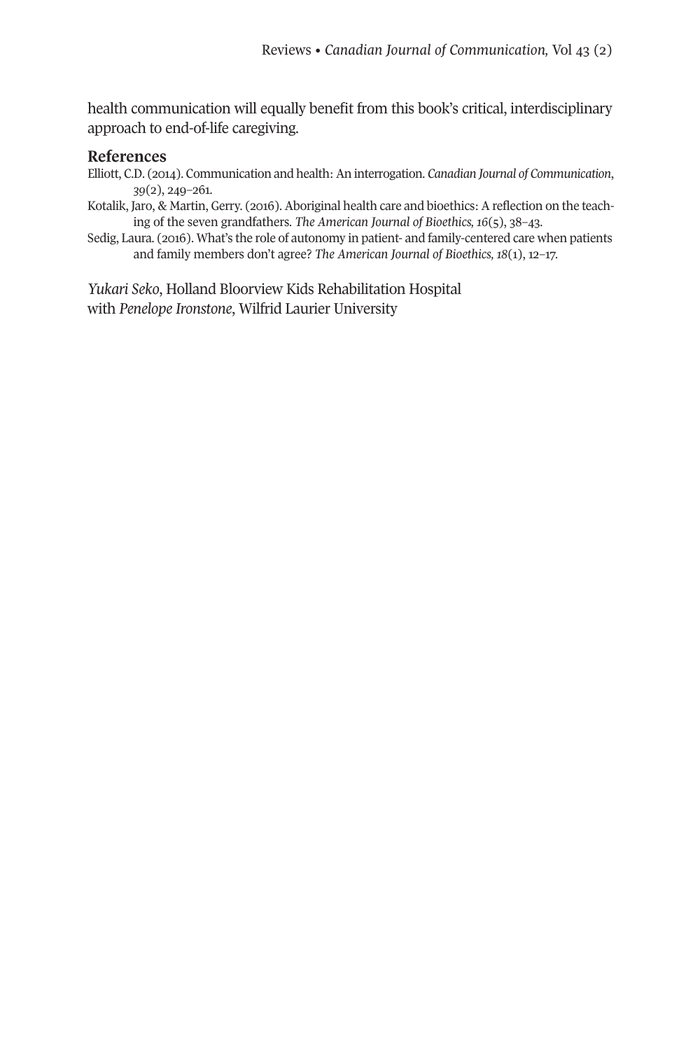health communication will equally benefit from this book's critical, interdisciplinary approach to end-of-life caregiving.

## References

Elliott, C.D. (2014). Communication and health: An interrogation. *Canadian Journal of Communication*, *39*(2), 249–261.

Kotalik, Jaro, & Martin, Gerry. (2016). Aboriginal health care and bioethics: A reflection on the teaching of the seven grandfathers. *The American Journal of Bioethics, 16*(5), 38–43.

Sedig, Laura. (2016). What's the role of autonomy in patient- and family-centered care when patients and family members don't agree? *The American Journal of Bioethics, 18*(1), 12–17.

*Yukari Seko*, Holland Bloorview Kids Rehabilitation Hospital
with *Penelope Ironstone*, Wilfrid Laurier University